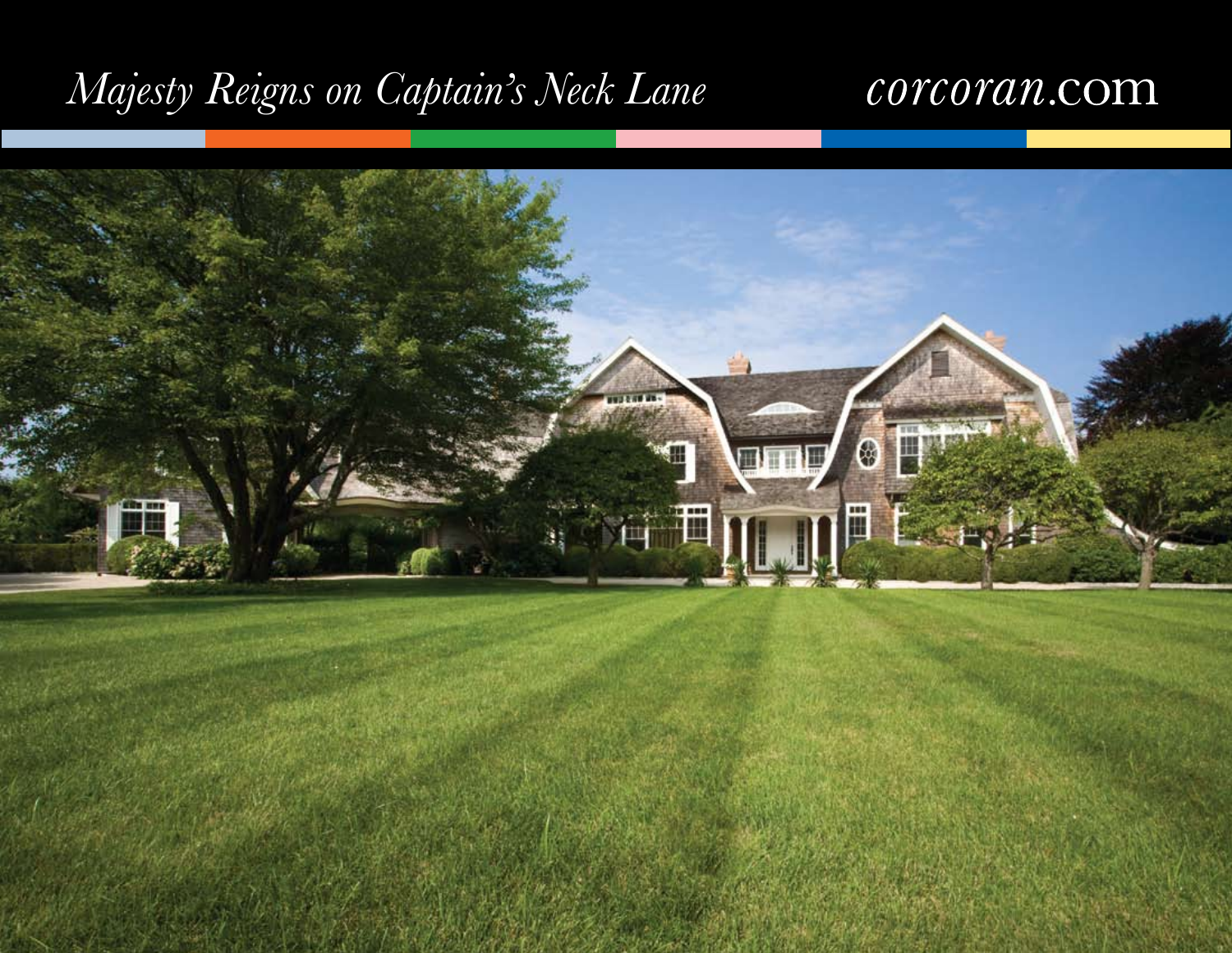*Majesty Reigns on Captain's Neck Lane*

*corcoran*.com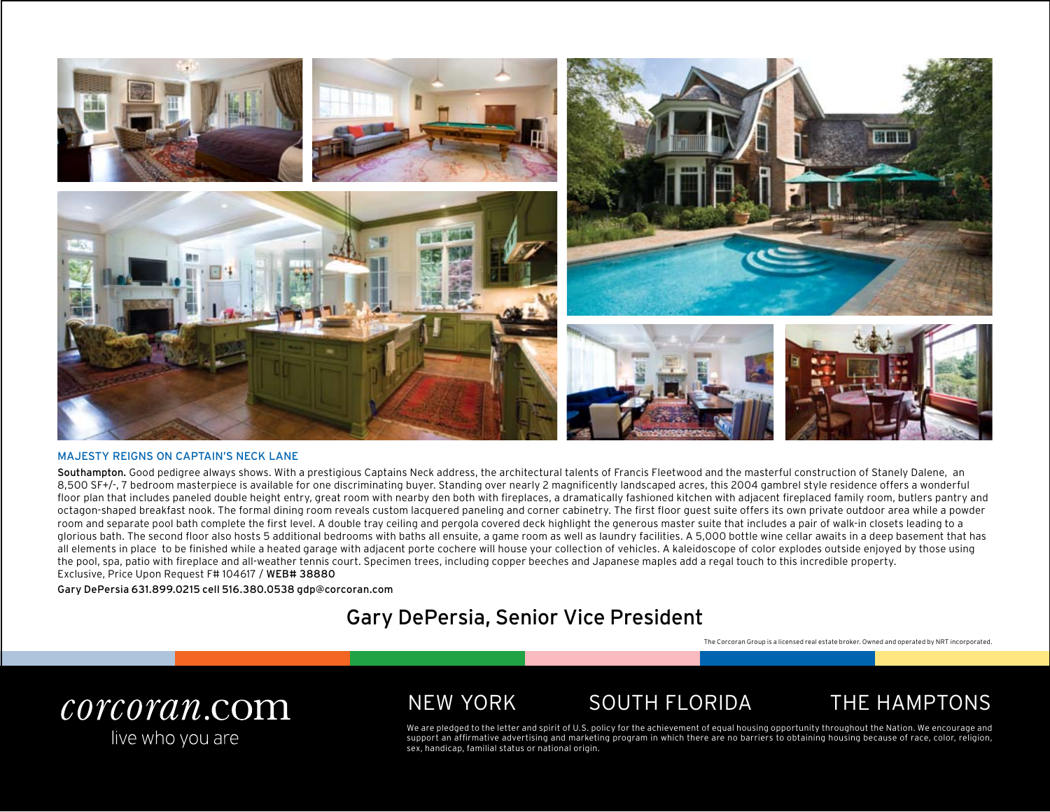## MAJESTY REIGNS ON CAPTAIN'S NECK LANE

**Southampton.** Good pedigree always shows. With a prestigious Captains Neck address, the architectural talents of Francis Fleetwood and the masterful construction of Stanely Dalene, an 8,500 SF+/-, 7 bedroom masterpiece is available for one discriminating buyer. Standing over nearly 2 magnificently landscaped acres, this 2004 gambrel style residence offers a wonderful floor plan that includes paneled double height entry, great room with nearby den both with fireplaces, a dramatically fashioned kitchen with adjacent fireplaced family room, butlers pantry and octagon-shaped breakfast nook. The formal dining room reveals custom lacquered paneling and corner cabinetry. The first floor guest suite offers its own private outdoor area while a powder room and separate pool bath complete the first level. A double tray ceiling and pergola covered deck highlight the generous master suite that includes a pair of walk-in closets leading to a glorious bath. The second floor also hosts 5 additional bedrooms with baths all ensuite, a game room as well as laundry facilities. A 5,000 bottle wine cellar awaits in a deep basement that has all elements in place to be finished while a heated garage with adjacent porte cochere will house your collection of vehicles. A kaleidoscope of color explodes outside enjoyed by those using the pool, spa, patio with fireplace and all-weather tennis court. Specimen trees, including copper beeches and Japanese maples add a regal touch to this incredible property.
Exclusive, Price Upon Request F# 104617 / **WEB# 38880**

**Gary DePersia 631.899.0215 cell 516.380.0538 gdp@corcoran.com**

## Gary DePersia, Senior Vice President

The Corcoran Group is a licensed real estate broker. Owned and operated by NRT incorporated.

*corcoran*.com
live who you are

NEW YORK SOUTH FLORIDA THE HAMPTONS

We are pledged to the letter and spirit of U.S. policy for the achievement of equal housing opportunity throughout the Nation. We encourage and support an affirmative advertising and marketing program in which there are no barriers to obtaining housing because of race, color, religion, sex, handicap, familial status or national origin.